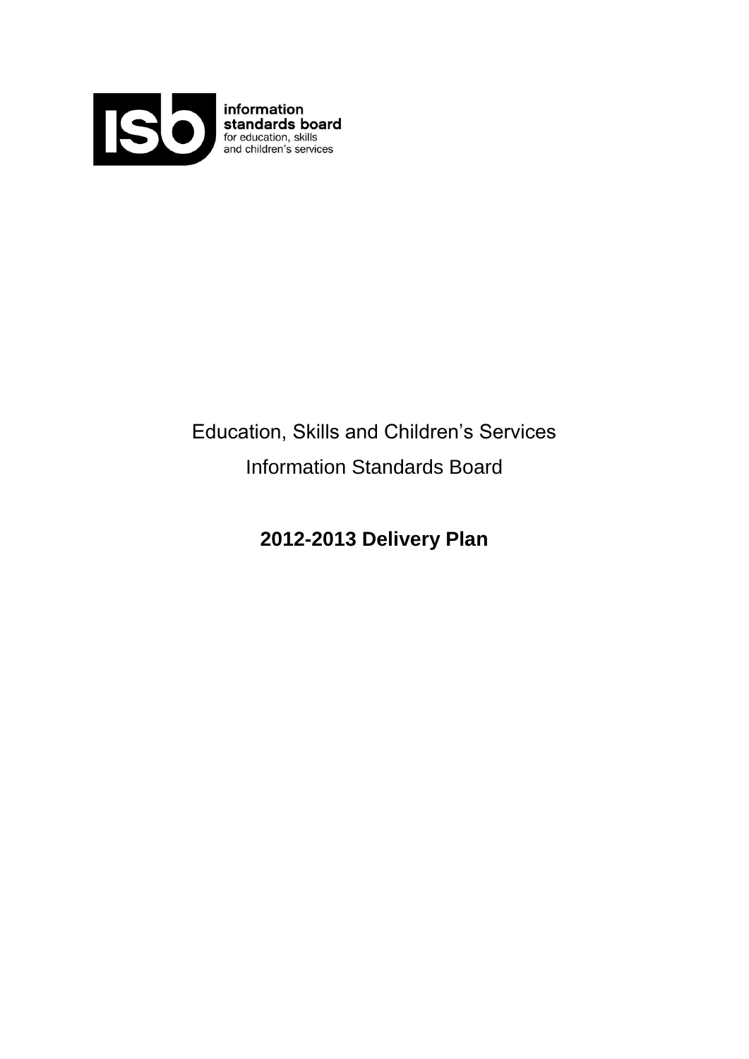isb information standards board for education, skills and children's services

Education, Skills and Children's Services

Information Standards Board

# 2012-2013 Delivery Plan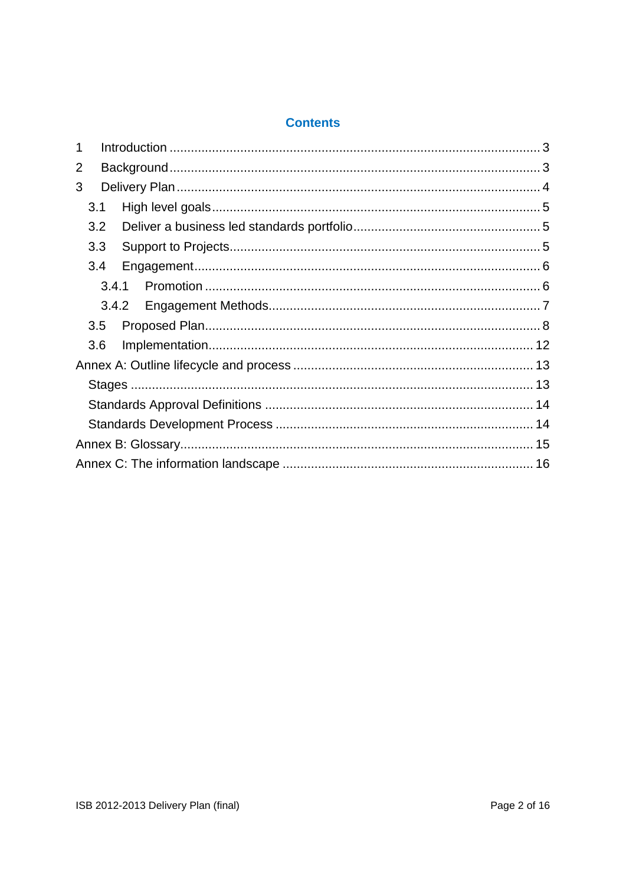## Contents

1 Introduction ........ 3
2 Background ........ 3
3 Delivery Plan ........ 4
  3.1 High level goals ........ 5
  3.2 Deliver a business led standards portfolio ........ 5
  3.3 Support to Projects ........ 5
  3.4 Engagement ........ 6
    3.4.1 Promotion ........ 6
    3.4.2 Engagement Methods ........ 7
  3.5 Proposed Plan ........ 8
  3.6 Implementation ........ 12
Annex A: Outline lifecycle and process ........ 13
  Stages ........ 13
  Standards Approval Definitions ........ 14
  Standards Development Process ........ 14
Annex B: Glossary ........ 15
Annex C: The information landscape ........ 16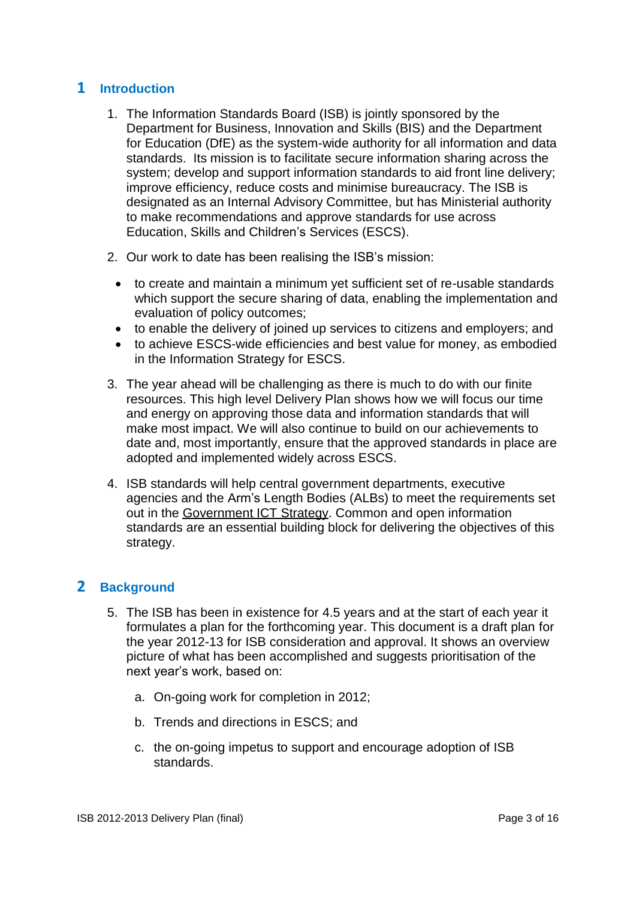## 1 Introduction

1. The Information Standards Board (ISB) is jointly sponsored by the Department for Business, Innovation and Skills (BIS) and the Department for Education (DfE) as the system-wide authority for all information and data standards. Its mission is to facilitate secure information sharing across the system; develop and support information standards to aid front line delivery; improve efficiency, reduce costs and minimise bureaucracy. The ISB is designated as an Internal Advisory Committee, but has Ministerial authority to make recommendations and approve standards for use across Education, Skills and Children's Services (ESCS).

2. Our work to date has been realising the ISB's mission:

   - to create and maintain a minimum yet sufficient set of re-usable standards which support the secure sharing of data, enabling the implementation and evaluation of policy outcomes;
   - to enable the delivery of joined up services to citizens and employers; and
   - to achieve ESCS-wide efficiencies and best value for money, as embodied in the Information Strategy for ESCS.

3. The year ahead will be challenging as there is much to do with our finite resources. This high level Delivery Plan shows how we will focus our time and energy on approving those data and information standards that will make most impact. We will also continue to build on our achievements to date and, most importantly, ensure that the approved standards in place are adopted and implemented widely across ESCS.

4. ISB standards will help central government departments, executive agencies and the Arm's Length Bodies (ALBs) to meet the requirements set out in the Government ICT Strategy. Common and open information standards are an essential building block for delivering the objectives of this strategy.

## 2 Background

5. The ISB has been in existence for 4.5 years and at the start of each year it formulates a plan for the forthcoming year. This document is a draft plan for the year 2012-13 for ISB consideration and approval. It shows an overview picture of what has been accomplished and suggests prioritisation of the next year's work, based on:

   a. On-going work for completion in 2012;

   b. Trends and directions in ESCS; and

   c. the on-going impetus to support and encourage adoption of ISB standards.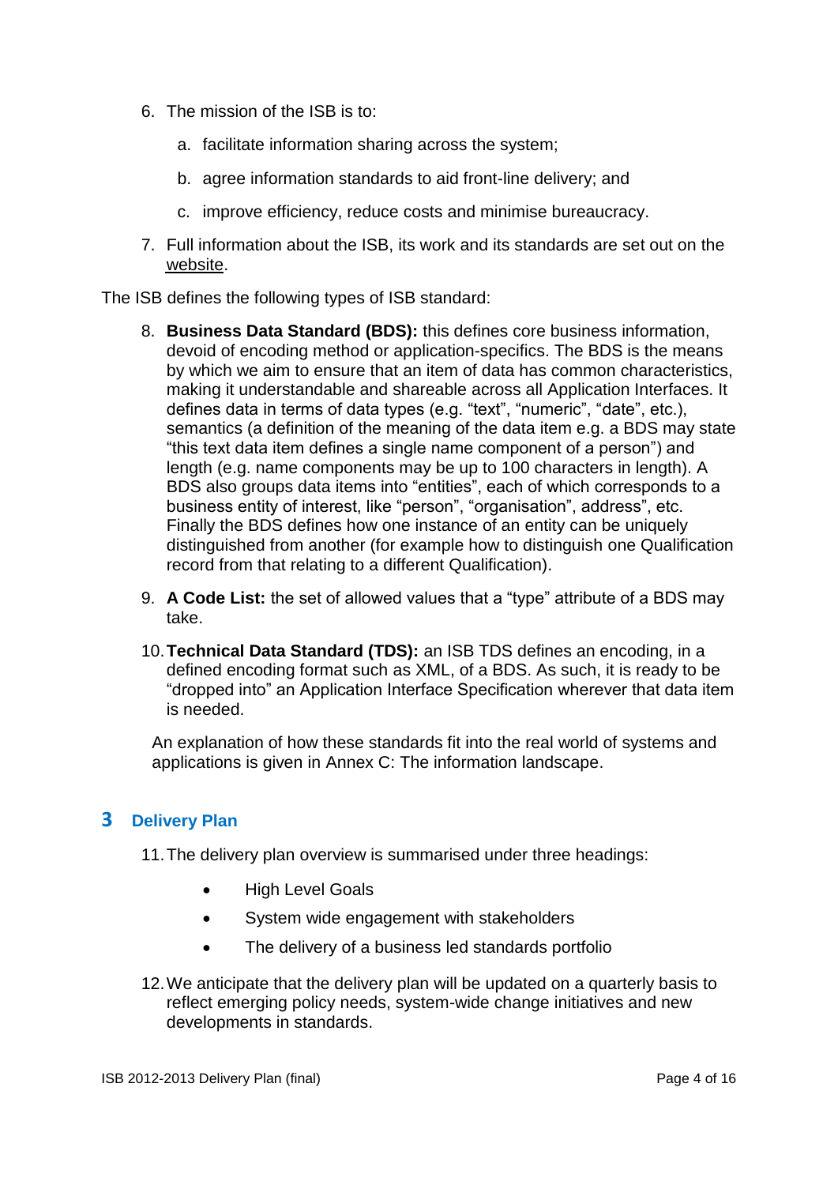6. The mission of the ISB is to:

    a. facilitate information sharing across the system;

    b. agree information standards to aid front-line delivery; and

    c. improve efficiency, reduce costs and minimise bureaucracy.

7. Full information about the ISB, its work and its standards are set out on the website.

The ISB defines the following types of ISB standard:

8. **Business Data Standard (BDS):** this defines core business information, devoid of encoding method or application-specifics. The BDS is the means by which we aim to ensure that an item of data has common characteristics, making it understandable and shareable across all Application Interfaces. It defines data in terms of data types (e.g. “text”, “numeric”, “date”, etc.), semantics (a definition of the meaning of the data item e.g. a BDS may state “this text data item defines a single name component of a person”) and length (e.g. name components may be up to 100 characters in length). A BDS also groups data items into “entities”, each of which corresponds to a business entity of interest, like “person”, “organisation”, address”, etc. Finally the BDS defines how one instance of an entity can be uniquely distinguished from another (for example how to distinguish one Qualification record from that relating to a different Qualification).

9. **A Code List:** the set of allowed values that a “type” attribute of a BDS may take.

10. **Technical Data Standard (TDS):** an ISB TDS defines an encoding, in a defined encoding format such as XML, of a BDS. As such, it is ready to be “dropped into” an Application Interface Specification wherever that data item is needed.

    An explanation of how these standards fit into the real world of systems and applications is given in Annex C: The information landscape.

## 3 Delivery Plan

11. The delivery plan overview is summarised under three headings:

    - High Level Goals
    - System wide engagement with stakeholders
    - The delivery of a business led standards portfolio

12. We anticipate that the delivery plan will be updated on a quarterly basis to reflect emerging policy needs, system-wide change initiatives and new developments in standards.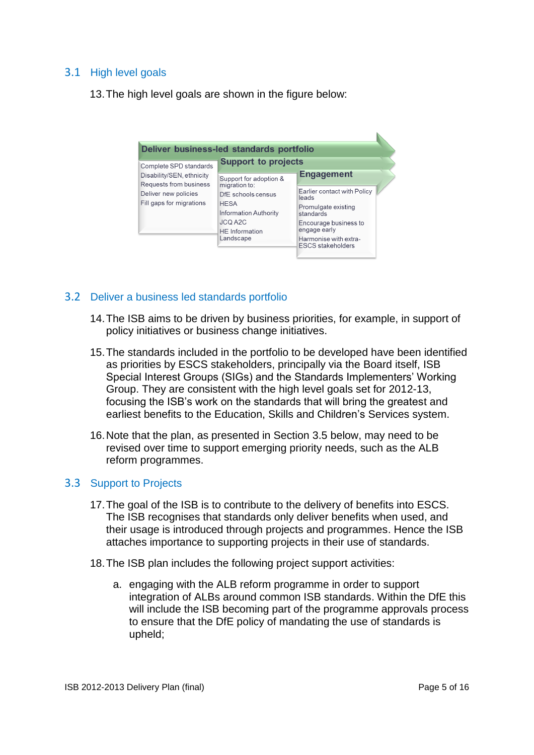## 3.1 High level goals

13. The high level goals are shown in the figure below:

| Deliver business-led standards portfolio | Support to projects | Engagement |
| --- | --- | --- |
| Complete SPD standards | Support for adoption & migration to: | Earlier contact with Policy leads |
| Disability/SEN, ethnicity | DfE schools census | Promulgate existing standards |
| Requests from business | HESA | Encourage business to engage early |
| Deliver new policies | Information Authority | Harmonise with extra-ESCS stakeholders |
| Fill gaps for migrations | JCQ A2C | |
| | HE Information Landscape | |

## 3.2 Deliver a business led standards portfolio

14. The ISB aims to be driven by business priorities, for example, in support of policy initiatives or business change initiatives.

15. The standards included in the portfolio to be developed have been identified as priorities by ESCS stakeholders, principally via the Board itself, ISB Special Interest Groups (SIGs) and the Standards Implementers' Working Group. They are consistent with the high level goals set for 2012-13, focusing the ISB's work on the standards that will bring the greatest and earliest benefits to the Education, Skills and Children's Services system.

16. Note that the plan, as presented in Section 3.5 below, may need to be revised over time to support emerging priority needs, such as the ALB reform programmes.

## 3.3 Support to Projects

17. The goal of the ISB is to contribute to the delivery of benefits into ESCS. The ISB recognises that standards only deliver benefits when used, and their usage is introduced through projects and programmes. Hence the ISB attaches importance to supporting projects in their use of standards.

18. The ISB plan includes the following project support activities:

    a. engaging with the ALB reform programme in order to support integration of ALBs around common ISB standards. Within the DfE this will include the ISB becoming part of the programme approvals process to ensure that the DfE policy of mandating the use of standards is upheld;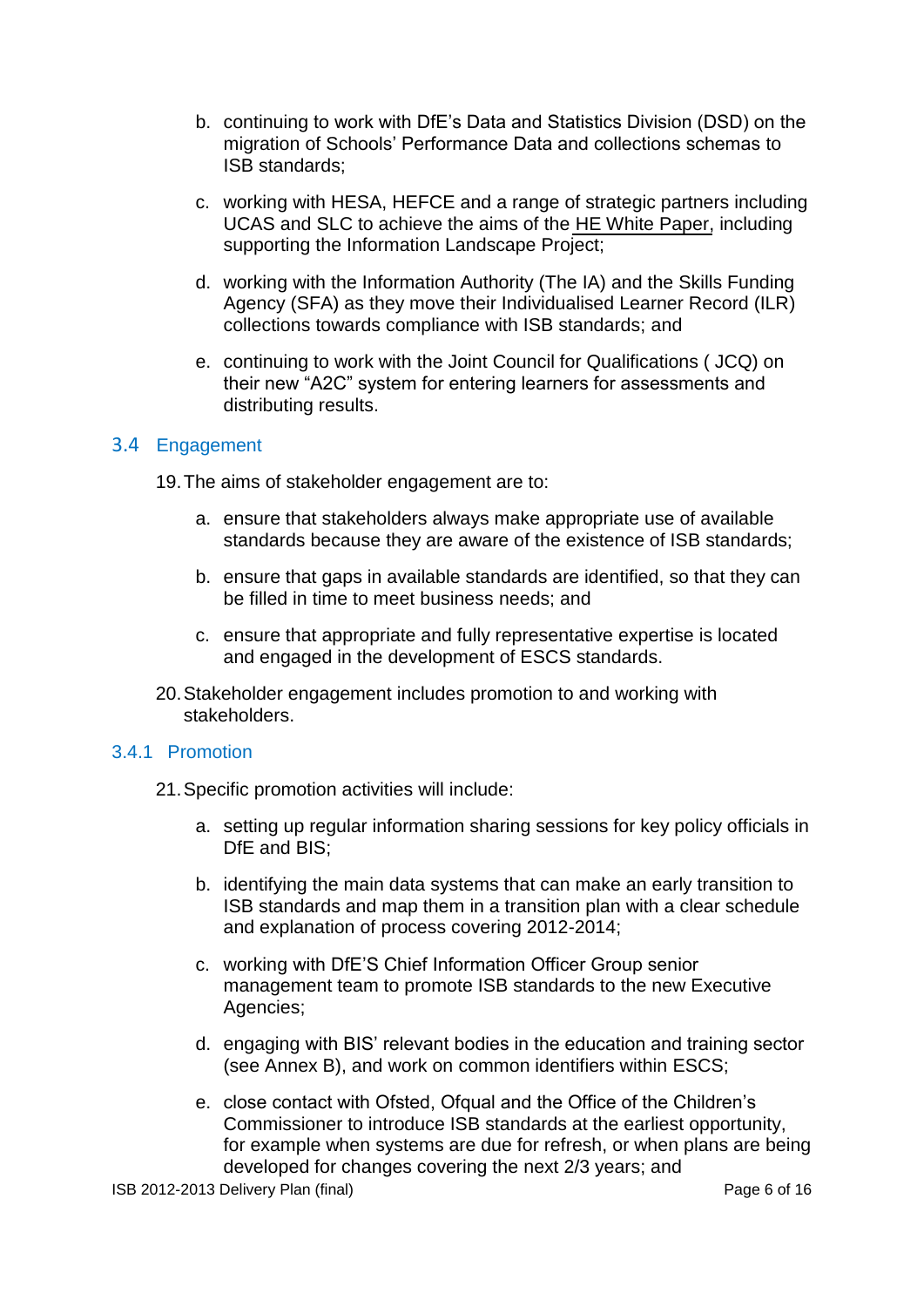b. continuing to work with DfE's Data and Statistics Division (DSD) on the migration of Schools' Performance Data and collections schemas to ISB standards;

c. working with HESA, HEFCE and a range of strategic partners including UCAS and SLC to achieve the aims of the HE White Paper, including supporting the Information Landscape Project;

d. working with the Information Authority (The IA) and the Skills Funding Agency (SFA) as they move their Individualised Learner Record (ILR) collections towards compliance with ISB standards; and

e. continuing to work with the Joint Council for Qualifications ( JCQ) on their new "A2C" system for entering learners for assessments and distributing results.

## 3.4 Engagement

19. The aims of stakeholder engagement are to:

a. ensure that stakeholders always make appropriate use of available standards because they are aware of the existence of ISB standards;

b. ensure that gaps in available standards are identified, so that they can be filled in time to meet business needs; and

c. ensure that appropriate and fully representative expertise is located and engaged in the development of ESCS standards.

20. Stakeholder engagement includes promotion to and working with stakeholders.

### 3.4.1 Promotion

21. Specific promotion activities will include:

a. setting up regular information sharing sessions for key policy officials in DfE and BIS;

b. identifying the main data systems that can make an early transition to ISB standards and map them in a transition plan with a clear schedule and explanation of process covering 2012-2014;

c. working with DfE'S Chief Information Officer Group senior management team to promote ISB standards to the new Executive Agencies;

d. engaging with BIS' relevant bodies in the education and training sector (see Annex B), and work on common identifiers within ESCS;

e. close contact with Ofsted, Ofqual and the Office of the Children's Commissioner to introduce ISB standards at the earliest opportunity, for example when systems are due for refresh, or when plans are being developed for changes covering the next 2/3 years; and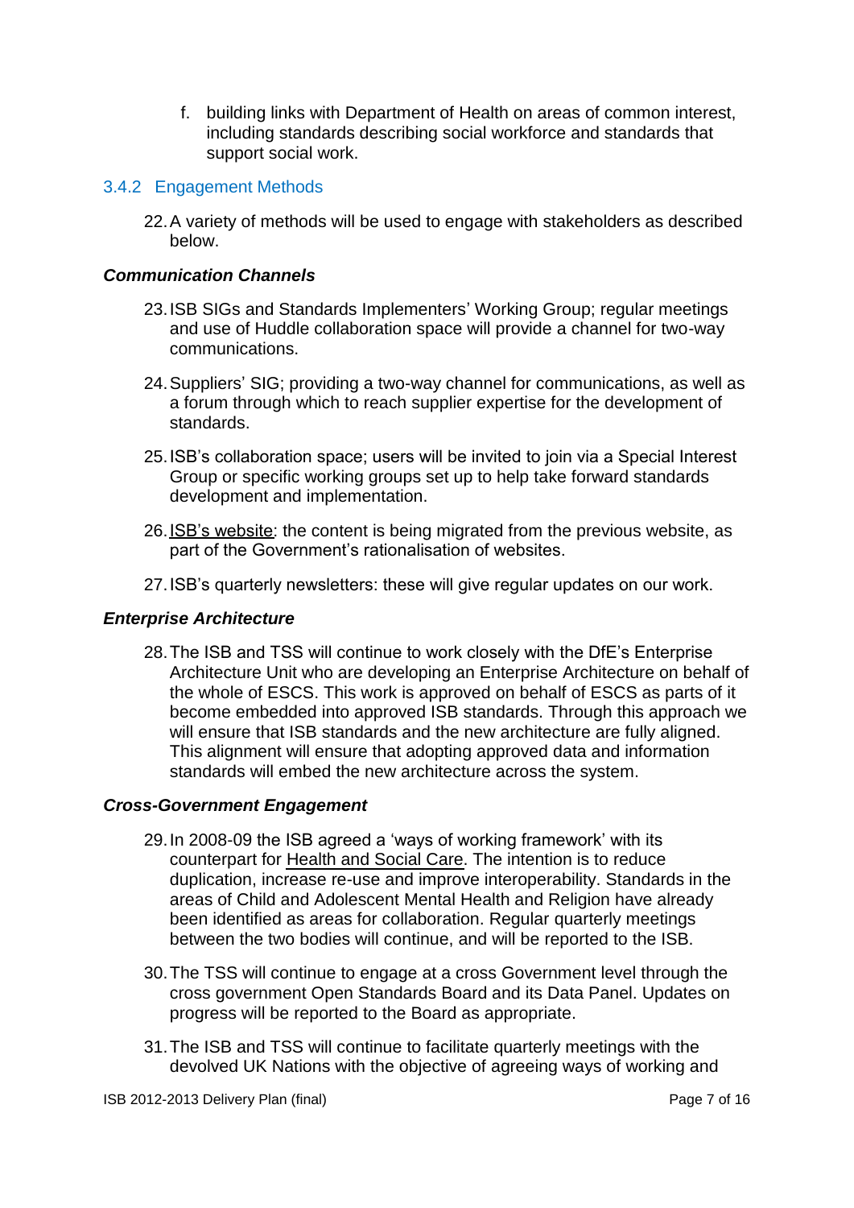f. building links with Department of Health on areas of common interest, including standards describing social workforce and standards that support social work.

### 3.4.2 Engagement Methods

22. A variety of methods will be used to engage with stakeholders as described below.

***Communication Channels***

23. ISB SIGs and Standards Implementers' Working Group; regular meetings and use of Huddle collaboration space will provide a channel for two-way communications.

24. Suppliers' SIG; providing a two-way channel for communications, as well as a forum through which to reach supplier expertise for the development of standards.

25. ISB's collaboration space; users will be invited to join via a Special Interest Group or specific working groups set up to help take forward standards development and implementation.

26. ISB's website: the content is being migrated from the previous website, as part of the Government's rationalisation of websites.

27. ISB's quarterly newsletters: these will give regular updates on our work.

***Enterprise Architecture***

28. The ISB and TSS will continue to work closely with the DfE's Enterprise Architecture Unit who are developing an Enterprise Architecture on behalf of the whole of ESCS. This work is approved on behalf of ESCS as parts of it become embedded into approved ISB standards. Through this approach we will ensure that ISB standards and the new architecture are fully aligned. This alignment will ensure that adopting approved data and information standards will embed the new architecture across the system.

***Cross-Government Engagement***

29. In 2008-09 the ISB agreed a 'ways of working framework' with its counterpart for Health and Social Care. The intention is to reduce duplication, increase re-use and improve interoperability. Standards in the areas of Child and Adolescent Mental Health and Religion have already been identified as areas for collaboration. Regular quarterly meetings between the two bodies will continue, and will be reported to the ISB.

30. The TSS will continue to engage at a cross Government level through the cross government Open Standards Board and its Data Panel. Updates on progress will be reported to the Board as appropriate.

31. The ISB and TSS will continue to facilitate quarterly meetings with the devolved UK Nations with the objective of agreeing ways of working and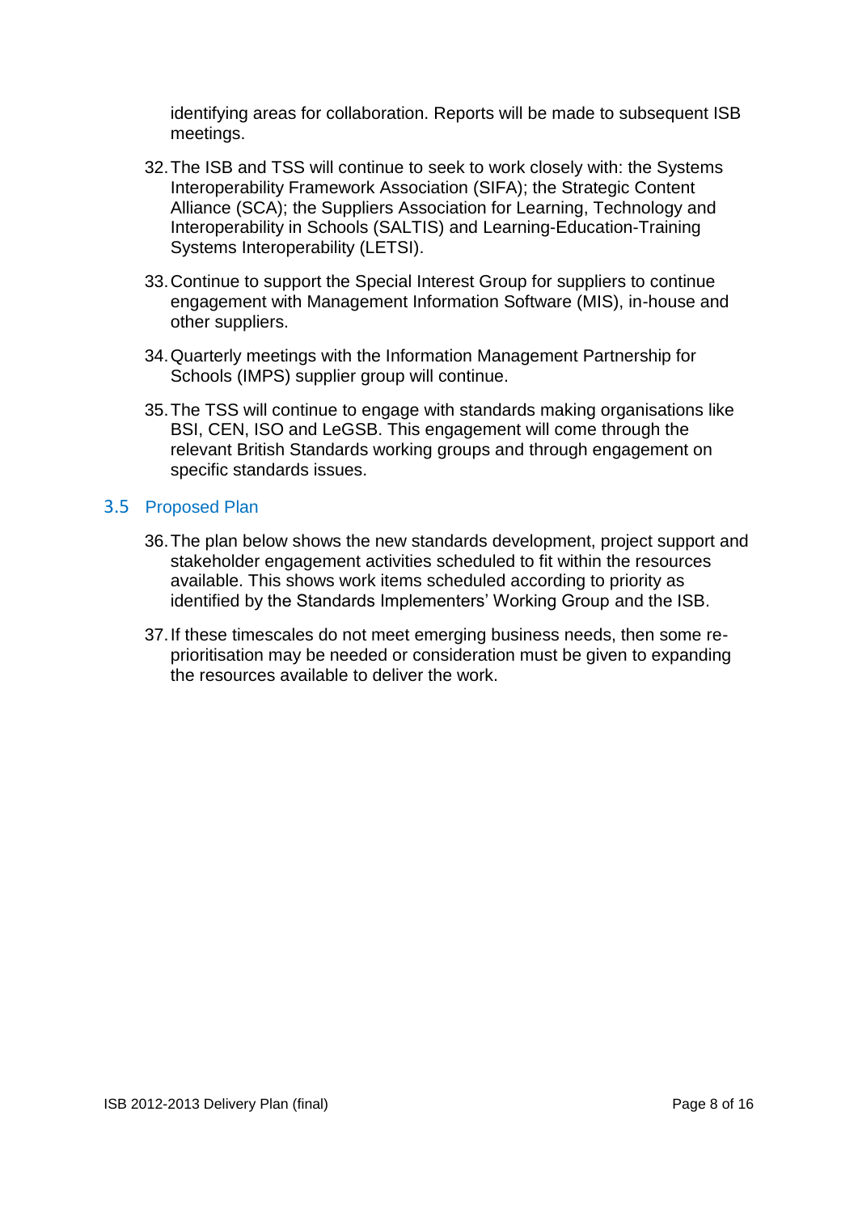identifying areas for collaboration. Reports will be made to subsequent ISB meetings.

32. The ISB and TSS will continue to seek to work closely with: the Systems Interoperability Framework Association (SIFA); the Strategic Content Alliance (SCA); the Suppliers Association for Learning, Technology and Interoperability in Schools (SALTIS) and Learning-Education-Training Systems Interoperability (LETSI).

33. Continue to support the Special Interest Group for suppliers to continue engagement with Management Information Software (MIS), in-house and other suppliers.

34. Quarterly meetings with the Information Management Partnership for Schools (IMPS) supplier group will continue.

35. The TSS will continue to engage with standards making organisations like BSI, CEN, ISO and LeGSB. This engagement will come through the relevant British Standards working groups and through engagement on specific standards issues.

## 3.5 Proposed Plan

36. The plan below shows the new standards development, project support and stakeholder engagement activities scheduled to fit within the resources available. This shows work items scheduled according to priority as identified by the Standards Implementers' Working Group and the ISB.

37. If these timescales do not meet emerging business needs, then some re-prioritisation may be needed or consideration must be given to expanding the resources available to deliver the work.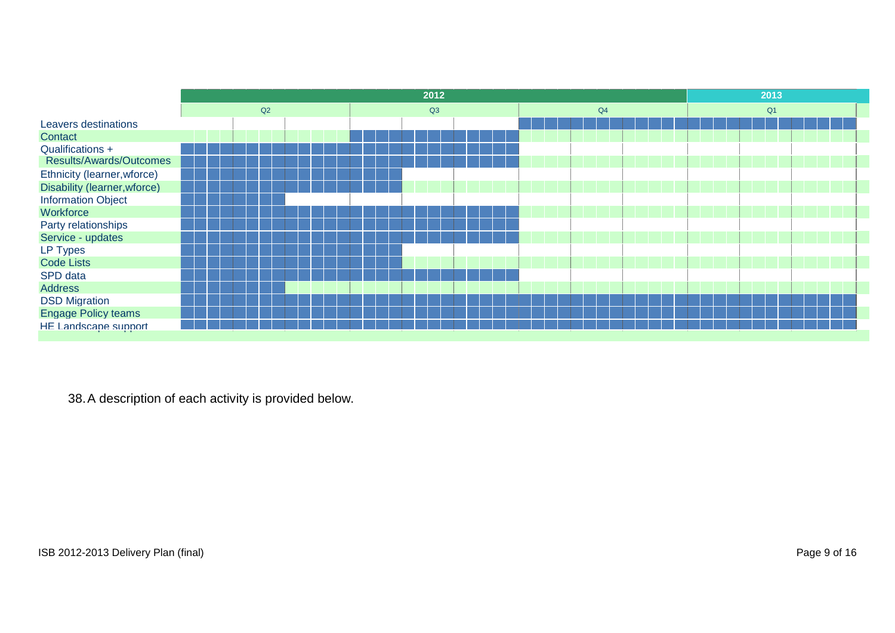| Activity | 2012 | | | | | | | | | 2013 | | |
|---|---|---|---|---|---|---|---|---|---|---|---|---|
| | Q2 | | | Q3 | | | Q4 | | | Q1 | | |
| Leavers destinations | | | | | | | ■ | ■ | ■ | ■ | ■ | ■ |
| Contact | | | | ■ | ■ | ■ | | | | | | |
| Qualifications + Results/Awards/Outcomes | ■ | ■ | ■ | ■ | ■ | ■ | | | | | | |
| Ethnicity (learner,wforce) | ■ | ■ | ■ | ■ | | | | | | | | |
| Disability (learner,wforce) | ■ | ■ | ■ | ■ | | | | | | | | |
| Information Object | ■ | ■ | | | | | | | | | | |
| Workforce | ■ | ■ | ■ | ■ | ■ | ■ | | | | | | |
| Party relationships | ■ | ■ | ■ | ■ | ■ | ■ | | | | | | |
| Service - updates | ■ | ■ | ■ | ■ | ■ | ■ | | | | | | |
| LP Types | ■ | ■ | ■ | ■ | | | | | | | | |
| Code Lists | ■ | ■ | ■ | ■ | | | | | | | | |
| SPD data | ■ | ■ | ■ | ■ | ■ | ■ | | | | | | |
| Address | ■ | ■ | | | | | | | | | | |
| DSD Migration | ■ | ■ | ■ | ■ | ■ | ■ | ■ | ■ | ■ | ■ | ■ | ■ |
| Engage Policy teams | ■ | ■ | ■ | ■ | ■ | ■ | ■ | ■ | ■ | ■ | ■ | ■ |
| HE Landscape support | ■ | ■ | ■ | ■ | ■ | ■ | ■ | ■ | ■ | ■ | ■ | ■ |

38. A description of each activity is provided below.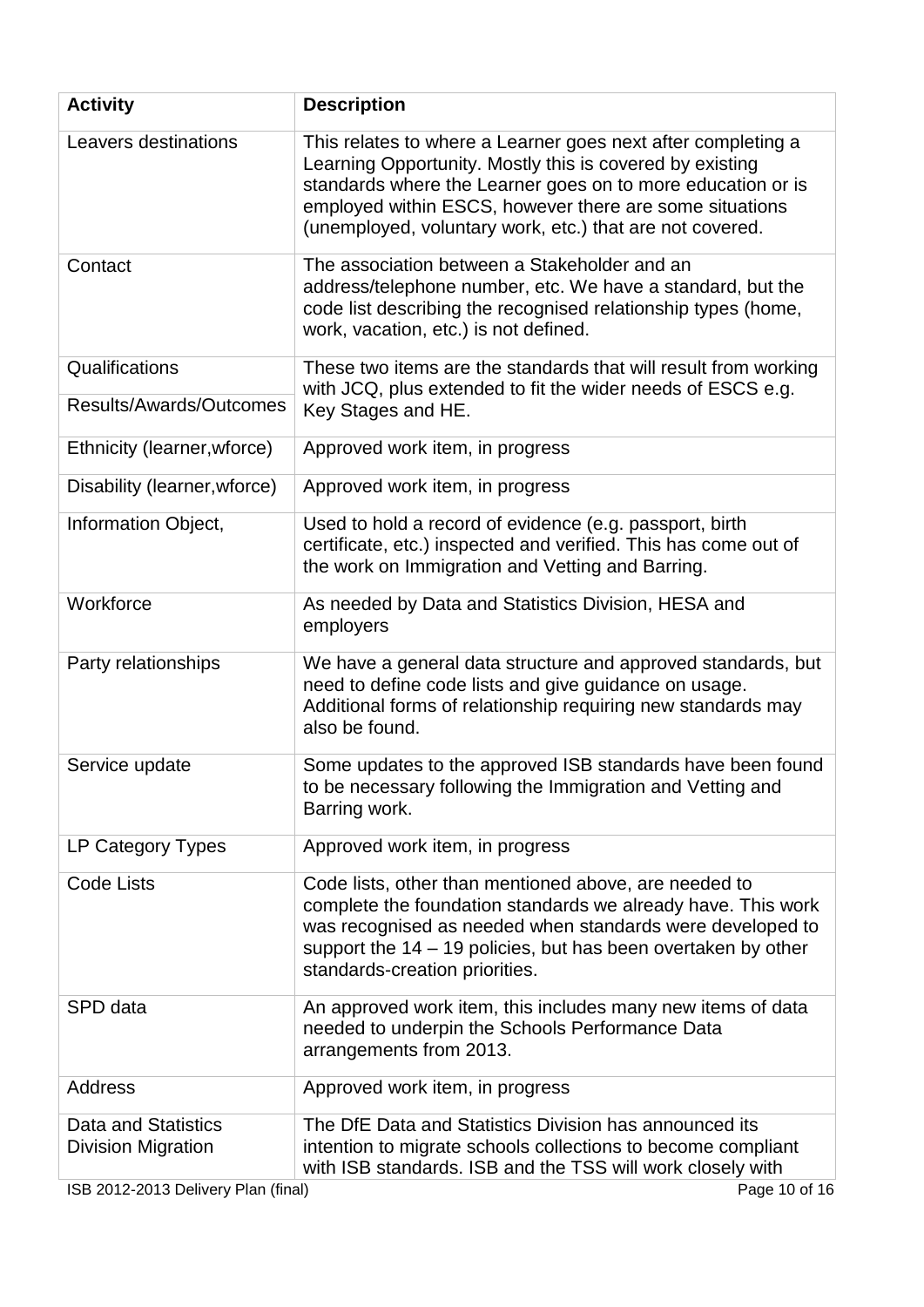| Activity | Description |
| --- | --- |
| Leavers destinations | This relates to where a Learner goes next after completing a Learning Opportunity. Mostly this is covered by existing standards where the Learner goes on to more education or is employed within ESCS, however there are some situations (unemployed, voluntary work, etc.) that are not covered. |
| Contact | The association between a Stakeholder and an address/telephone number, etc. We have a standard, but the code list describing the recognised relationship types (home, work, vacation, etc.) is not defined. |
| Qualifications | These two items are the standards that will result from working with JCQ, plus extended to fit the wider needs of ESCS e.g. Key Stages and HE. |
| Results/Awards/Outcomes | |
| Ethnicity (learner,wforce) | Approved work item, in progress |
| Disability (learner,wforce) | Approved work item, in progress |
| Information Object, | Used to hold a record of evidence (e.g. passport, birth certificate, etc.) inspected and verified. This has come out of the work on Immigration and Vetting and Barring. |
| Workforce | As needed by Data and Statistics Division, HESA and employers |
| Party relationships | We have a general data structure and approved standards, but need to define code lists and give guidance on usage. Additional forms of relationship requiring new standards may also be found. |
| Service update | Some updates to the approved ISB standards have been found to be necessary following the Immigration and Vetting and Barring work. |
| LP Category Types | Approved work item, in progress |
| Code Lists | Code lists, other than mentioned above, are needed to complete the foundation standards we already have. This work was recognised as needed when standards were developed to support the 14 – 19 policies, but has been overtaken by other standards-creation priorities. |
| SPD data | An approved work item, this includes many new items of data needed to underpin the Schools Performance Data arrangements from 2013. |
| Address | Approved work item, in progress |
| Data and Statistics Division Migration | The DfE Data and Statistics Division has announced its intention to migrate schools collections to become compliant with ISB standards. ISB and the TSS will work closely with |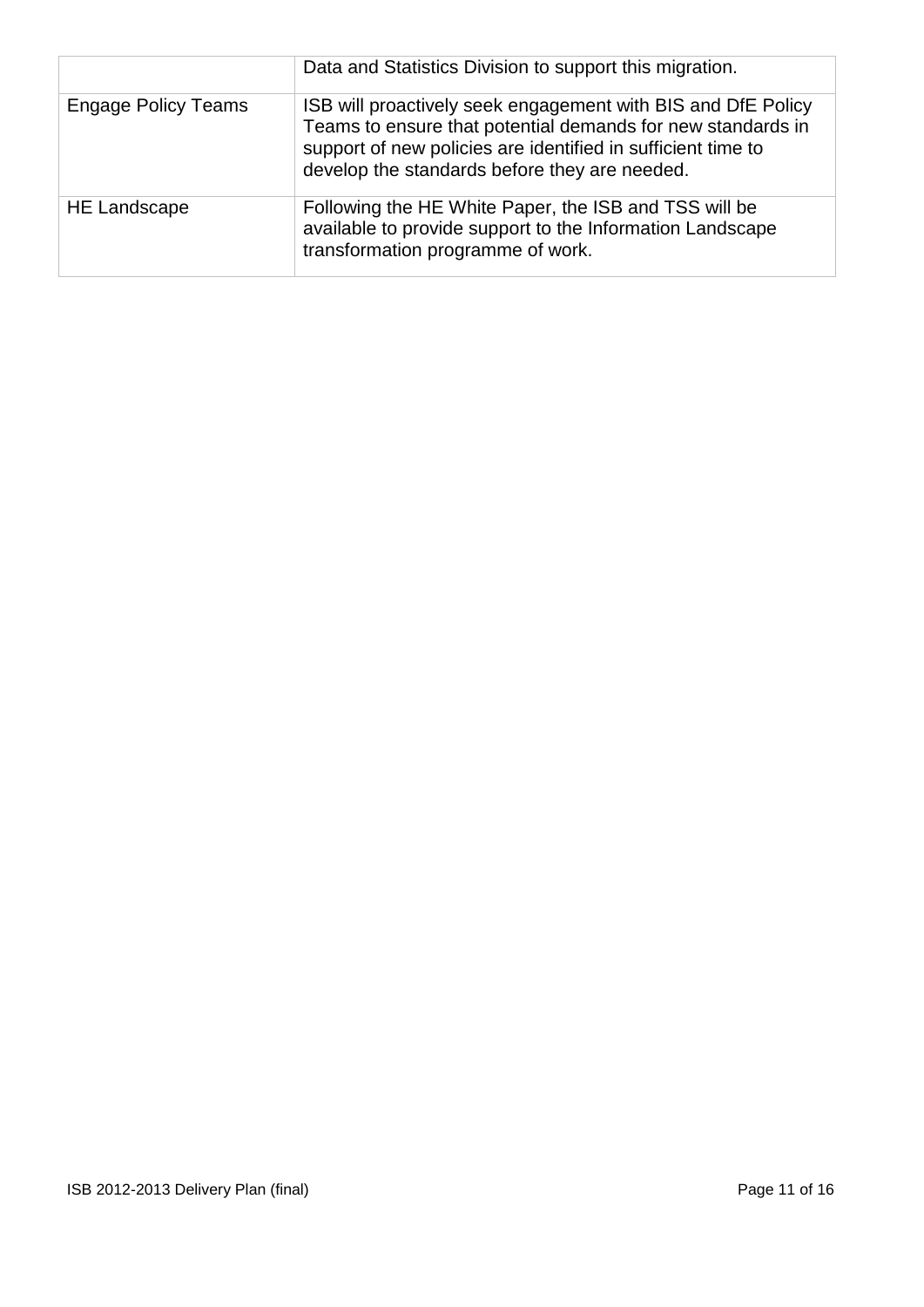| | |
|---|---|
| | Data and Statistics Division to support this migration. |
| Engage Policy Teams | ISB will proactively seek engagement with BIS and DfE Policy Teams to ensure that potential demands for new standards in support of new policies are identified in sufficient time to develop the standards before they are needed. |
| HE Landscape | Following the HE White Paper, the ISB and TSS will be available to provide support to the Information Landscape transformation programme of work. |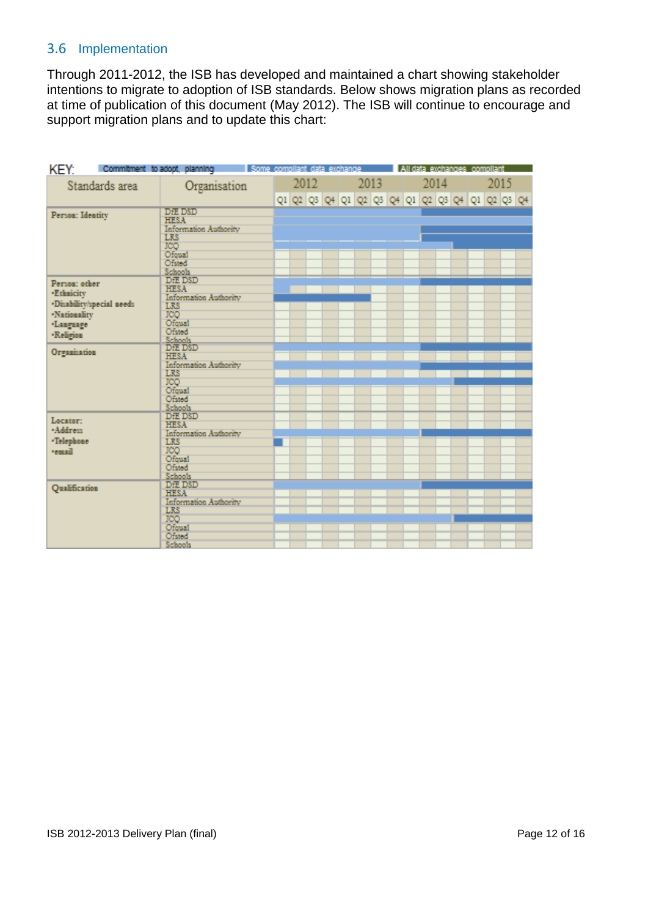## 3.6 Implementation

Through 2011-2012, the ISB has developed and maintained a chart showing stakeholder intentions to migrate to adoption of ISB standards. Below shows migration plans as recorded at time of publication of this document (May 2012). The ISB will continue to encourage and support migration plans and to update this chart:

KEY: Commitment to adopt, planning | Some compliant data exchange | All data exchanges compliant

| Standards area | Organisation |
|---|---|
| Person: Identity | DfE DSD |
| | HESA |
| | Information Authority |
| | LRS |
| | JCQ |
| | Ofqual |
| | Ofsted |
| | Schools |
| Person: other<br>•Ethnicity<br>•Disability/special needs<br>•Nationality<br>•Language<br>•Religion | DfE DSD |
| | HESA |
| | Information Authority |
| | LRS |
| | JCQ |
| | Ofqual |
| | Ofsted |
| | Schools |
| Organisation | DfE DSD |
| | HESA |
| | Information Authority |
| | LRS |
| | JCQ |
| | Ofqual |
| | Ofsted |
| | Schools |
| Locator:<br>•Address<br>•Telephone<br>•email | DfE DSD |
| | HESA |
| | Information Authority |
| | LRS |
| | JCQ |
| | Ofqual |
| | Ofsted |
| | Schools |
| Qualification | DfE DSD |
| | HESA |
| | Information Authority |
| | LRS |
| | JCQ |
| | Ofqual |
| | Ofsted |
| | Schools |

Timeline columns: 2012, 2013, 2014, 2015 (Q1, Q2, Q3, Q4 for each year).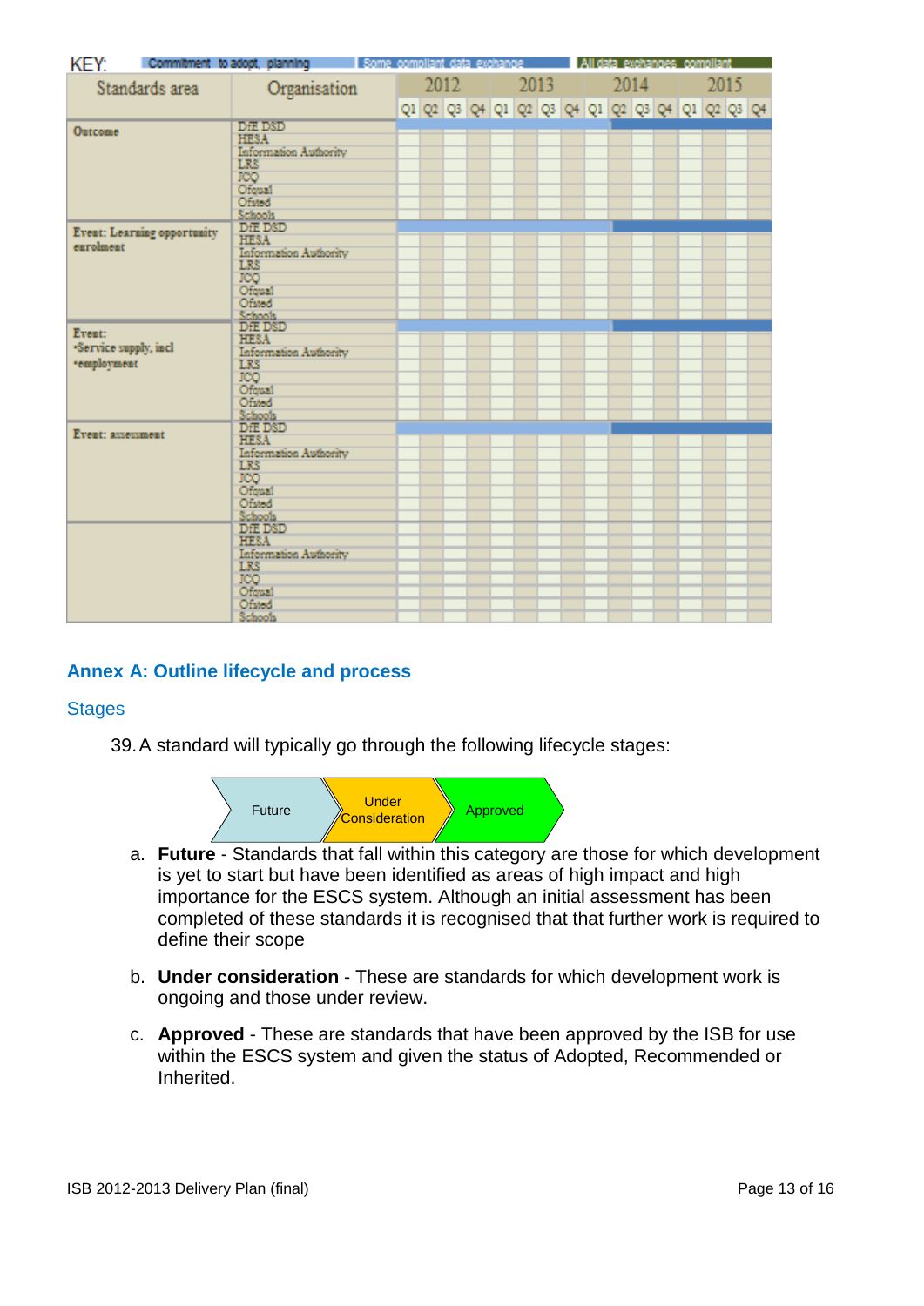KEY: Commitment to adopt, planning | Some compliant data exchange | All data exchanges compliant

| Standards area | Organisation | 2012 Q1 | 2012 Q2 | 2012 Q3 | 2012 Q4 | 2013 Q1 | 2013 Q2 | 2013 Q3 | 2013 Q4 | 2014 Q1 | 2014 Q2 | 2014 Q3 | 2014 Q4 | 2015 Q1 | 2015 Q2 | 2015 Q3 | 2015 Q4 |
|---|---|---|---|---|---|---|---|---|---|---|---|---|---|---|---|---|---|
| Outcome | DfE DSD | | | | | | | | | | | | | | | | |
| | HESA | | | | | | | | | | | | | | | | |
| | Information Authority | | | | | | | | | | | | | | | | |
| | LRS | | | | | | | | | | | | | | | | |
| | JCQ | | | | | | | | | | | | | | | | |
| | Ofqual | | | | | | | | | | | | | | | | |
| | Ofsted | | | | | | | | | | | | | | | | |
| | Schools | | | | | | | | | | | | | | | | |
| Event: Learning opportunity enrolment | DfE DSD | | | | | | | | | | | | | | | | |
| | HESA | | | | | | | | | | | | | | | | |
| | Information Authority | | | | | | | | | | | | | | | | |
| | LRS | | | | | | | | | | | | | | | | |
| | JCQ | | | | | | | | | | | | | | | | |
| | Ofqual | | | | | | | | | | | | | | | | |
| | Ofsted | | | | | | | | | | | | | | | | |
| | Schools | | | | | | | | | | | | | | | | |
| Event: •Service supply, incl •employment | DfE DSD | | | | | | | | | | | | | | | | |
| | HESA | | | | | | | | | | | | | | | | |
| | Information Authority | | | | | | | | | | | | | | | | |
| | LRS | | | | | | | | | | | | | | | | |
| | JCQ | | | | | | | | | | | | | | | | |
| | Ofqual | | | | | | | | | | | | | | | | |
| | Ofsted | | | | | | | | | | | | | | | | |
| | Schools | | | | | | | | | | | | | | | | |
| Event: assessment | DfE DSD | | | | | | | | | | | | | | | | |
| | HESA | | | | | | | | | | | | | | | | |
| | Information Authority | | | | | | | | | | | | | | | | |
| | LRS | | | | | | | | | | | | | | | | |
| | JCQ | | | | | | | | | | | | | | | | |
| | Ofqual | | | | | | | | | | | | | | | | |
| | Ofsted | | | | | | | | | | | | | | | | |
| | Schools | | | | | | | | | | | | | | | | |
| | DfE DSD | | | | | | | | | | | | | | | | |
| | HESA | | | | | | | | | | | | | | | | |
| | Information Authority | | | | | | | | | | | | | | | | |
| | LRS | | | | | | | | | | | | | | | | |
| | JCQ | | | | | | | | | | | | | | | | |
| | Ofqual | | | | | | | | | | | | | | | | |
| | Ofsted | | | | | | | | | | | | | | | | |
| | Schools | | | | | | | | | | | | | | | | |

## Annex A: Outline lifecycle and process

### Stages

39. A standard will typically go through the following lifecycle stages:

Future → Under Consideration → Approved

a. **Future** - Standards that fall within this category are those for which development is yet to start but have been identified as areas of high impact and high importance for the ESCS system. Although an initial assessment has been completed of these standards it is recognised that that further work is required to define their scope

b. **Under consideration** - These are standards for which development work is ongoing and those under review.

c. **Approved** - These are standards that have been approved by the ISB for use within the ESCS system and given the status of Adopted, Recommended or Inherited.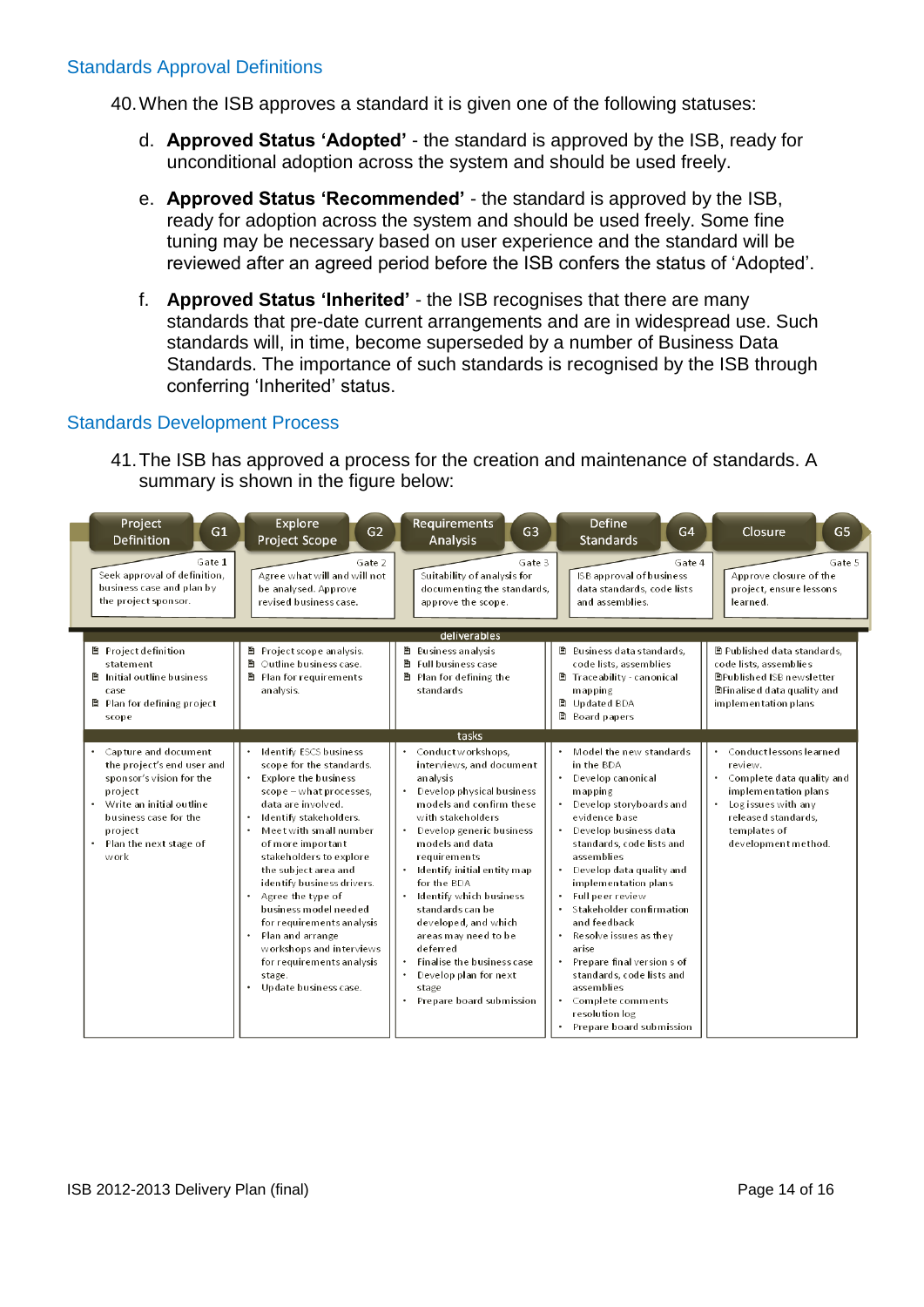## Standards Approval Definitions

40. When the ISB approves a standard it is given one of the following statuses:

   d. **Approved Status 'Adopted'** - the standard is approved by the ISB, ready for unconditional adoption across the system and should be used freely.

   e. **Approved Status 'Recommended'** - the standard is approved by the ISB, ready for adoption across the system and should be used freely. Some fine tuning may be necessary based on user experience and the standard will be reviewed after an agreed period before the ISB confers the status of 'Adopted'.

   f. **Approved Status 'Inherited'** - the ISB recognises that there are many standards that pre-date current arrangements and are in widespread use. Such standards will, in time, become superseded by a number of Business Data Standards. The importance of such standards is recognised by the ISB through conferring 'Inherited' status.

## Standards Development Process

41. The ISB has approved a process for the creation and maintenance of standards. A summary is shown in the figure below:

| Project Definition (G1) | Explore Project Scope (G2) | Requirements Analysis (G3) | Define Standards (G4) | Closure (G5) |
|---|---|---|---|---|
| Gate 1: Seek approval of definition, business case and plan by the project sponsor. | Gate 2: Agree what will and will not be analysed. Approve revised business case. | Gate 3: Suitability of analysis for documenting the standards, approve the scope. | Gate 4: ISB approval of business data standards, code lists and assemblies. | Gate 5: Approve closure of the project, ensure lessons learned. |
| **deliverables** | | | | |
| Project definition statement<br>Initial outline business case<br>Plan for defining project scope | Project scope analysis.<br>Outline business case.<br>Plan for requirements analysis. | Business analysis<br>Full business case<br>Plan for defining the standards | Business data standards, code lists, assemblies<br>Traceability - canonical mapping<br>Updated BDA<br>Board papers | Published data standards, code lists, assemblies<br>Published ISB newsletter<br>Finalised data quality and implementation plans |
| **tasks** | | | | |
| • Capture and document the project's end user and sponsor's vision for the project<br>• Write an initial outline business case for the project<br>• Plan the next stage of work | • Identify ESCS business scope for the standards.<br>• Explore the business scope – what processes, data are involved.<br>• Identify stakeholders.<br>• Meet with small number of more important stakeholders to explore the subject area and identify business drivers.<br>• Agree the type of business model needed for requirements analysis<br>• Plan and arrange workshops and interviews for requirements analysis stage.<br>• Update business case. | • Conduct workshops, interviews, and document analysis<br>• Develop physical business models and confirm these with stakeholders<br>• Develop generic business models and data requirements<br>• Identify initial entity map for the BDA<br>• Identify which business standards can be developed, and which areas may need to be deferred<br>• Finalise the business case<br>• Develop plan for next stage<br>• Prepare board submission | • Model the new standards in the BDA<br>• Develop canonical mapping<br>• Develop storyboards and evidence base<br>• Develop business data standards, code lists and assemblies<br>• Develop data quality and implementation plans<br>• Full peer review<br>• Stakeholder confirmation and feedback<br>• Resolve issues as they arise<br>• Prepare final version s of standards, code lists and assemblies<br>• Complete comments resolution log<br>• Prepare board submission | • Conduct lessons learned review.<br>• Complete data quality and implementation plans<br>• Log issues with any released standards, templates of development method. |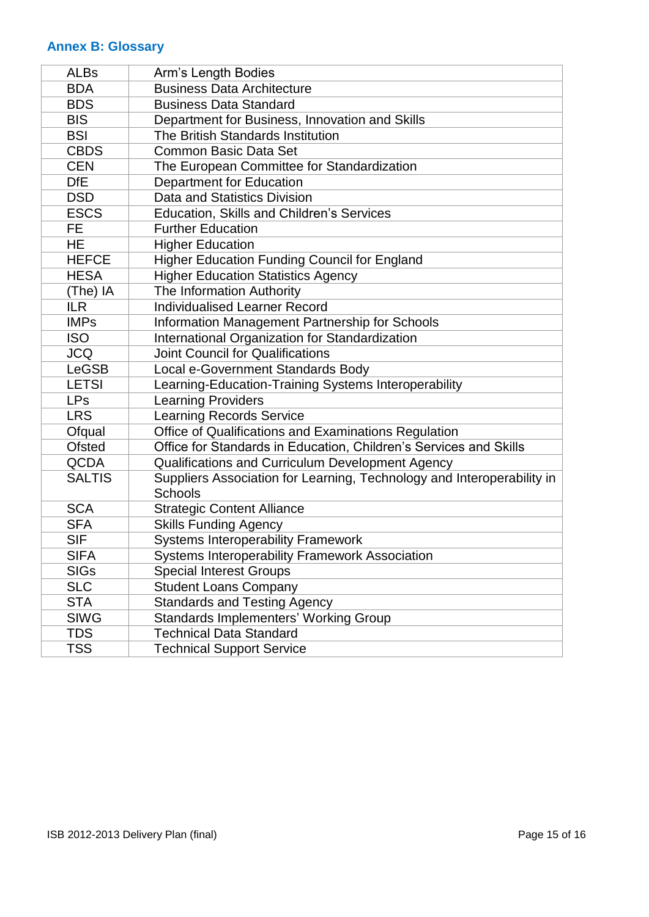## Annex B: Glossary

| | |
|---|---|
| ALBs | Arm's Length Bodies |
| BDA | Business Data Architecture |
| BDS | Business Data Standard |
| BIS | Department for Business, Innovation and Skills |
| BSI | The British Standards Institution |
| CBDS | Common Basic Data Set |
| CEN | The European Committee for Standardization |
| DfE | Department for Education |
| DSD | Data and Statistics Division |
| ESCS | Education, Skills and Children's Services |
| FE | Further Education |
| HE | Higher Education |
| HEFCE | Higher Education Funding Council for England |
| HESA | Higher Education Statistics Agency |
| (The) IA | The Information Authority |
| ILR | Individualised Learner Record |
| IMPs | Information Management Partnership for Schools |
| ISO | International Organization for Standardization |
| JCQ | Joint Council for Qualifications |
| LeGSB | Local e-Government Standards Body |
| LETSI | Learning-Education-Training Systems Interoperability |
| LPs | Learning Providers |
| LRS | Learning Records Service |
| Ofqual | Office of Qualifications and Examinations Regulation |
| Ofsted | Office for Standards in Education, Children's Services and Skills |
| QCDA | Qualifications and Curriculum Development Agency |
| SALTIS | Suppliers Association for Learning, Technology and Interoperability in Schools |
| SCA | Strategic Content Alliance |
| SFA | Skills Funding Agency |
| SIF | Systems Interoperability Framework |
| SIFA | Systems Interoperability Framework Association |
| SIGs | Special Interest Groups |
| SLC | Student Loans Company |
| STA | Standards and Testing Agency |
| SIWG | Standards Implementers' Working Group |
| TDS | Technical Data Standard |
| TSS | Technical Support Service |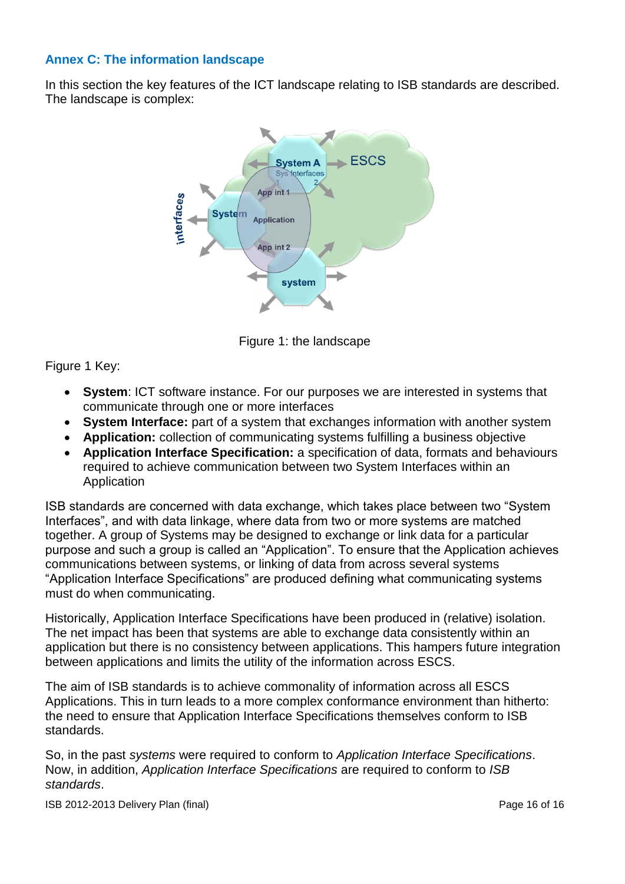## Annex C: The information landscape

In this section the key features of the ICT landscape relating to ISB standards are described. The landscape is complex:

System A
Sys Interfaces
1
2
ESCS
App int 1
System
Application
interfaces
App int 2
system

Figure 1: the landscape

Figure 1 Key:

- **System**: ICT software instance. For our purposes we are interested in systems that communicate through one or more interfaces
- **System Interface:** part of a system that exchanges information with another system
- **Application:** collection of communicating systems fulfilling a business objective
- **Application Interface Specification:** a specification of data, formats and behaviours required to achieve communication between two System Interfaces within an Application

ISB standards are concerned with data exchange, which takes place between two "System Interfaces", and with data linkage, where data from two or more systems are matched together. A group of Systems may be designed to exchange or link data for a particular purpose and such a group is called an "Application". To ensure that the Application achieves communications between systems, or linking of data from across several systems "Application Interface Specifications" are produced defining what communicating systems must do when communicating.

Historically, Application Interface Specifications have been produced in (relative) isolation. The net impact has been that systems are able to exchange data consistently within an application but there is no consistency between applications. This hampers future integration between applications and limits the utility of the information across ESCS.

The aim of ISB standards is to achieve commonality of information across all ESCS Applications. This in turn leads to a more complex conformance environment than hitherto: the need to ensure that Application Interface Specifications themselves conform to ISB standards.

So, in the past *systems* were required to conform to *Application Interface Specifications*. Now, in addition, *Application Interface Specifications* are required to conform to *ISB standards*.